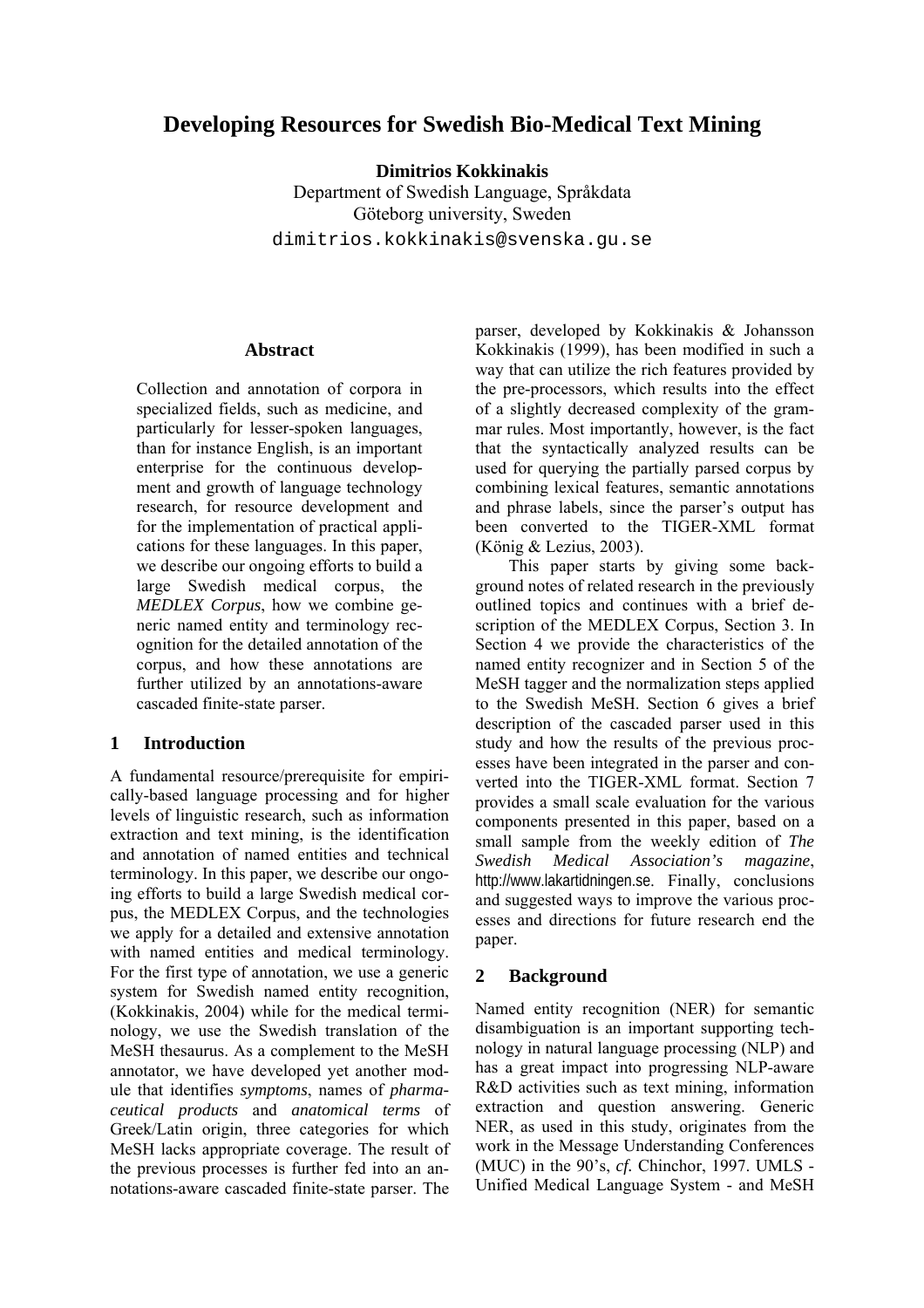# Developing Resources for Swedish Bio-Medical Text Mining

**Dimitrios Kokkinakis**
Department of Swedish Language, Språkdata
Göteborg university, Sweden
dimitrios.kokkinakis@svenska.gu.se

## Abstract

Collection and annotation of corpora in specialized fields, such as medicine, and particularly for lesser-spoken languages, than for instance English, is an important enterprise for the continuous development and growth of language technology research, for resource development and for the implementation of practical applications for these languages. In this paper, we describe our ongoing efforts to build a large Swedish medical corpus, the *MEDLEX Corpus*, how we combine generic named entity and terminology recognition for the detailed annotation of the corpus, and how these annotations are further utilized by an annotations-aware cascaded finite-state parser.

## 1 Introduction

A fundamental resource/prerequisite for empirically-based language processing and for higher levels of linguistic research, such as information extraction and text mining, is the identification and annotation of named entities and technical terminology. In this paper, we describe our ongoing efforts to build a large Swedish medical corpus, the MEDLEX Corpus, and the technologies we apply for a detailed and extensive annotation with named entities and medical terminology. For the first type of annotation, we use a generic system for Swedish named entity recognition, (Kokkinakis, 2004) while for the medical terminology, we use the Swedish translation of the MeSH thesaurus. As a complement to the MeSH annotator, we have developed yet another module that identifies *symptoms*, names of *pharmaceutical products* and *anatomical terms* of Greek/Latin origin, three categories for which MeSH lacks appropriate coverage. The result of the previous processes is further fed into an annotations-aware cascaded finite-state parser. The parser, developed by Kokkinakis & Johansson Kokkinakis (1999), has been modified in such a way that can utilize the rich features provided by the pre-processors, which results into the effect of a slightly decreased complexity of the grammar rules. Most importantly, however, is the fact that the syntactically analyzed results can be used for querying the partially parsed corpus by combining lexical features, semantic annotations and phrase labels, since the parser's output has been converted to the TIGER-XML format (König & Lezius, 2003).

This paper starts by giving some background notes of related research in the previously outlined topics and continues with a brief description of the MEDLEX Corpus, Section 3. In Section 4 we provide the characteristics of the named entity recognizer and in Section 5 of the MeSH tagger and the normalization steps applied to the Swedish MeSH. Section 6 gives a brief description of the cascaded parser used in this study and how the results of the previous processes have been integrated in the parser and converted into the TIGER-XML format. Section 7 provides a small scale evaluation for the various components presented in this paper, based on a small sample from the weekly edition of *The Swedish Medical Association's magazine*, http://www.lakartidningen.se. Finally, conclusions and suggested ways to improve the various processes and directions for future research end the paper.

## 2 Background

Named entity recognition (NER) for semantic disambiguation is an important supporting technology in natural language processing (NLP) and has a great impact into progressing NLP-aware R&D activities such as text mining, information extraction and question answering. Generic NER, as used in this study, originates from the work in the Message Understanding Conferences (MUC) in the 90's, *cf.* Chinchor, 1997. UMLS - Unified Medical Language System - and MeSH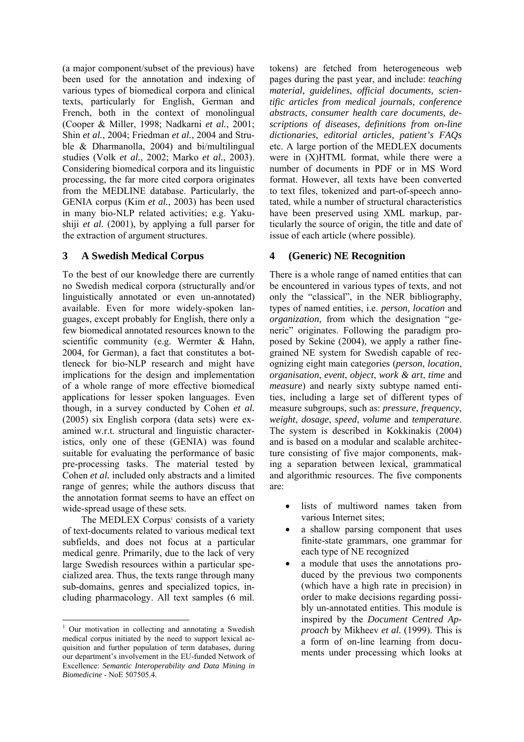(a major component/subset of the previous) have been used for the annotation and indexing of various types of biomedical corpora and clinical texts, particularly for English, German and French, both in the context of monolingual (Cooper & Miller, 1998; Nadkarni *et al.*, 2001; Shin *et al.*, 2004; Friedman *et al.*, 2004 and Struble & Dharmanolla, 2004) and bi/multilingual studies (Volk *et al.*, 2002; Marko *et al.*, 2003). Considering biomedical corpora and its linguistic processing, the far more cited corpora originates from the MEDLINE database. Particularly, the GENIA corpus (Kim *et al.*, 2003) has been used in many bio-NLP related activities; e.g. Yakushiji *et al.* (2001), by applying a full parser for the extraction of argument structures.

## 3 A Swedish Medical Corpus

To the best of our knowledge there are currently no Swedish medical corpora (structurally and/or linguistically annotated or even un-annotated) available. Even for more widely-spoken languages, except probably for English, there only a few biomedical annotated resources known to the scientific community (e.g. Wermter & Hahn, 2004, for German), a fact that constitutes a bottleneck for bio-NLP research and might have implications for the design and implementation of a whole range of more effective biomedical applications for lesser spoken languages. Even though, in a survey conducted by Cohen *et al.* (2005) six English corpora (data sets) were examined w.r.t. structural and linguistic characteristics, only one of these (GENIA) was found suitable for evaluating the performance of basic pre-processing tasks. The material tested by Cohen *et al.* included only abstracts and a limited range of genres; while the authors discuss that the annotation format seems to have an effect on wide-spread usage of these sets.

The MEDLEX Corpus[1] consists of a variety of text-documents related to various medical text subfields, and does not focus at a particular medical genre. Primarily, due to the lack of very large Swedish resources within a particular specialized area. Thus, the texts range through many sub-domains, genres and specialized topics, including pharmacology. All text samples (6 mil. tokens) are fetched from heterogeneous web pages during the past year, and include: *teaching material, guidelines, official documents, scientific articles from medical journals, conference abstracts, consumer health care documents, descriptions of diseases, definitions from on-line dictionaries, editorial articles, patient's FAQs* etc. A large portion of the MEDLEX documents were in (X)HTML format, while there were a number of documents in PDF or in MS Word format. However, all texts have been converted to text files, tokenized and part-of-speech annotated, while a number of structural characteristics have been preserved using XML markup, particularly the source of origin, the title and date of issue of each article (where possible).

## 4 (Generic) NE Recognition

There is a whole range of named entities that can be encountered in various types of texts, and not only the "classical", in the NER bibliography, types of named entities, i.e. *person, location* and *organization*, from which the designation "generic" originates. Following the paradigm proposed by Sekine (2004), we apply a rather fine-grained NE system for Swedish capable of recognizing eight main categories (*person*, *location*, *organisation*, *event*, *object*, *work & art*, *time* and *measure*) and nearly sixty subtype named entities, including a large set of different types of measure subgroups, such as: *pressure*, *frequency*, *weight*, *dosage*, *speed*, *volume* and *temperature*. The system is described in Kokkinakis (2004) and is based on a modular and scalable architecture consisting of five major components, making a separation between lexical, grammatical and algorithmic resources. The five components are:

- lists of multiword names taken from various Internet sites;
- a shallow parsing component that uses finite-state grammars, one grammar for each type of NE recognized
- a module that uses the annotations produced by the previous two components (which have a high rate in precision) in order to make decisions regarding possibly un-annotated entities. This module is inspired by the *Document Centred Approach* by Mikheev *et al.* (1999). This is a form of on-line learning from documents under processing which looks at

[1] Our motivation in collecting and annotating a Swedish medical corpus initiated by the need to support lexical acquisition and further population of term databases, during our department's involvement in the EU-funded Network of Excellence: *Semantic Interoperability and Data Mining in Biomedicine* - NoE 507505.4.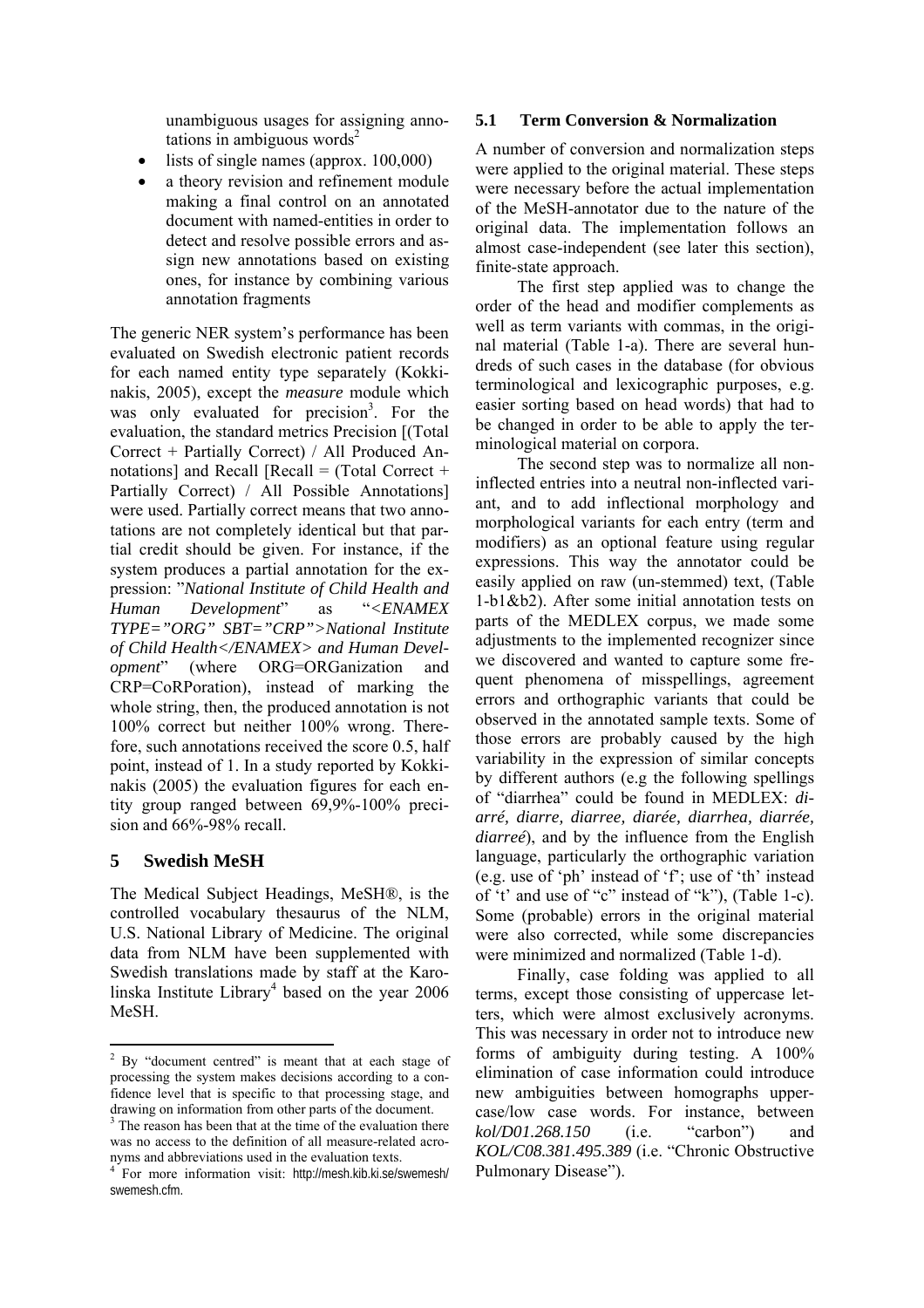unambiguous usages for assigning annotations in ambiguous words[2]

- lists of single names (approx. 100,000)
- a theory revision and refinement module making a final control on an annotated document with named-entities in order to detect and resolve possible errors and assign new annotations based on existing ones, for instance by combining various annotation fragments

The generic NER system's performance has been evaluated on Swedish electronic patient records for each named entity type separately (Kokkinakis, 2005), except the *measure* module which was only evaluated for precision[3]. For the evaluation, the standard metrics Precision [(Total Correct + Partially Correct) / All Produced Annotations] and Recall [Recall = (Total Correct + Partially Correct) / All Possible Annotations] were used. Partially correct means that two annotations are not completely identical but that partial credit should be given. For instance, if the system produces a partial annotation for the expression: "*National Institute of Child Health and Human Development*" as "*<ENAMEX TYPE="ORG" SBT="CRP">National Institute of Child Health</ENAMEX> and Human Development*" (where ORG=ORGanization and CRP=CoRPoration), instead of marking the whole string, then, the produced annotation is not 100% correct but neither 100% wrong. Therefore, such annotations received the score 0.5, half point, instead of 1. In a study reported by Kokkinakis (2005) the evaluation figures for each entity group ranged between 69,9%-100% precision and 66%-98% recall.

## 5 Swedish MeSH

The Medical Subject Headings, MeSH®, is the controlled vocabulary thesaurus of the NLM, U.S. National Library of Medicine. The original data from NLM have been supplemented with Swedish translations made by staff at the Karolinska Institute Library[4] based on the year 2006 MeSH.

### 5.1 Term Conversion & Normalization

A number of conversion and normalization steps were applied to the original material. These steps were necessary before the actual implementation of the MeSH-annotator due to the nature of the original data. The implementation follows an almost case-independent (see later this section), finite-state approach.

The first step applied was to change the order of the head and modifier complements as well as term variants with commas, in the original material (Table 1-a). There are several hundreds of such cases in the database (for obvious terminological and lexicographic purposes, e.g. easier sorting based on head words) that had to be changed in order to be able to apply the terminological material on corpora.

The second step was to normalize all non-inflected entries into a neutral non-inflected variant, and to add inflectional morphology and morphological variants for each entry (term and modifiers) as an optional feature using regular expressions. This way the annotator could be easily applied on raw (un-stemmed) text, (Table 1-b1&b2). After some initial annotation tests on parts of the MEDLEX corpus, we made some adjustments to the implemented recognizer since we discovered and wanted to capture some frequent phenomena of misspellings, agreement errors and orthographic variants that could be observed in the annotated sample texts. Some of those errors are probably caused by the high variability in the expression of similar concepts by different authors (e.g the following spellings of "diarrhea" could be found in MEDLEX: *diarré, diarre, diarree, diarée, diarrhea, diarrée, diarreé*), and by the influence from the English language, particularly the orthographic variation (e.g. use of 'ph' instead of 'f'; use of 'th' instead of 't' and use of "c" instead of "k"), (Table 1-c). Some (probable) errors in the original material were also corrected, while some discrepancies were minimized and normalized (Table 1-d).

Finally, case folding was applied to all terms, except those consisting of uppercase letters, which were almost exclusively acronyms. This was necessary in order not to introduce new forms of ambiguity during testing. A 100% elimination of case information could introduce new ambiguities between homographs uppercase/low case words. For instance, between *kol/D01.268.150* (i.e. "carbon") and *KOL/C08.381.495.389* (i.e. "Chronic Obstructive Pulmonary Disease").

---

[2] By "document centred" is meant that at each stage of processing the system makes decisions according to a confidence level that is specific to that processing stage, and drawing on information from other parts of the document.

[3] The reason has been that at the time of the evaluation there was no access to the definition of all measure-related acronyms and abbreviations used in the evaluation texts.

[4] For more information visit: http://mesh.kib.ki.se/swemesh/swemesh.cfm.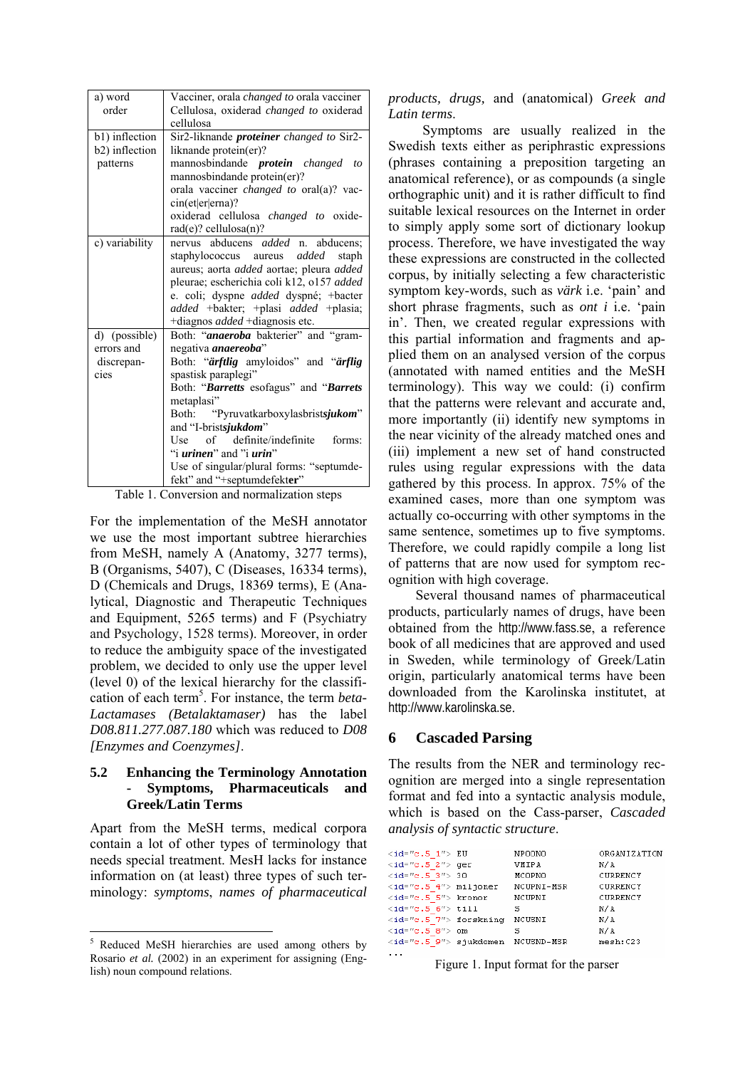| a) word order | Vacciner, orala *changed to* orala vacciner Cellulosa, oxiderad *changed to* oxiderad cellulosa |
|---|---|
| b1) inflection b2) inflection patterns | Sir2-liknande ***proteiner*** *changed to* Sir2-liknande protein(er)? mannosbindande ***protein*** *changed to* mannosbindande protein(er)? orala vacciner *changed to* oral(a)? vaccin(et\|er\|erna)? oxiderad cellulosa *changed to* oxiderad(e)? cellulosa(n)? |
| c) variability | nervus abducens *added* n. abducens; staphylococcus aureus *added* staph aureus; aorta *added* aortae; pleura *added* pleurae; escherichia coli k12, o157 *added* e. coli; dyspne *added* dyspné; +bacter *added* +bakter; +plasi *added* +plasia; +diagnos *added* +diagnosis etc. |
| d) (possible) errors and discrepancies | Both: "***anaeroba*** bakterier" and "gram-negativa ***anaereoba***" Both: "***ärftlig*** amyloidos" and "***ärflig*** spastisk paraplegi" Both: "***Barretts*** esofagus" and "***Barrets*** metaplasi" Both: "Pyruvatkarboxylasbrist***sjukom***" and "I-brist***sjukdom***" Use of definite/indefinite forms: "i ***urinen***" and "i ***urin***" Use of singular/plural forms: "septumdefekt" and "+septumdefekt**er**" |

Table 1. Conversion and normalization steps

For the implementation of the MeSH annotator we use the most important subtree hierarchies from MeSH, namely A (Anatomy, 3277 terms), B (Organisms, 5407), C (Diseases, 16334 terms), D (Chemicals and Drugs, 18369 terms), E (Analytical, Diagnostic and Therapeutic Techniques and Equipment, 5265 terms) and F (Psychiatry and Psychology, 1528 terms). Moreover, in order to reduce the ambiguity space of the investigated problem, we decided to only use the upper level (level 0) of the lexical hierarchy for the classification of each term[5]. For instance, the term *beta-Lactamases (Betalaktamaser)* has the label *D08.811.277.087.180* which was reduced to *D08 [Enzymes and Coenzymes]*.

### 5.2 Enhancing the Terminology Annotation - Symptoms, Pharmaceuticals and Greek/Latin Terms

Apart from the MeSH terms, medical corpora contain a lot of other types of terminology that needs special treatment. MesH lacks for instance information on (at least) three types of such terminology: *symptoms*, *names of pharmaceutical products, drugs,* and (anatomical) *Greek and Latin terms*.

Symptoms are usually realized in the Swedish texts either as periphrastic expressions (phrases containing a preposition targeting an anatomical reference), or as compounds (a single orthographic unit) and it is rather difficult to find suitable lexical resources on the Internet in order to simply apply some sort of dictionary lookup process. Therefore, we have investigated the way these expressions are constructed in the collected corpus, by initially selecting a few characteristic symptom key-words, such as *värk* i.e. 'pain' and short phrase fragments, such as *ont i* i.e. 'pain in'. Then, we created regular expressions with this partial information and fragments and applied them on an analysed version of the corpus (annotated with named entities and the MeSH terminology). This way we could: (i) confirm that the patterns were relevant and accurate and, more importantly (ii) identify new symptoms in the near vicinity of the already matched ones and (iii) implement a new set of hand constructed rules using regular expressions with the data gathered by this process. In approx. 75% of the examined cases, more than one symptom was actually co-occurring with other symptoms in the same sentence, sometimes up to five symptoms. Therefore, we could rapidly compile a long list of patterns that are now used for symptom recognition with high coverage.

Several thousand names of pharmaceutical products, particularly names of drugs, have been obtained from the http://www.fass.se, a reference book of all medicines that are approved and used in Sweden, while terminology of Greek/Latin origin, particularly anatomical terms have been downloaded from the Karolinska institutet, at http://www.karolinska.se.

## 6 Cascaded Parsing

The results from the NER and terminology recognition are merged into a single representation format and fed into a syntactic analysis module, which is based on the Cass-parser, *Cascaded analysis of syntactic structure*.

```
<id="c.5_1"> EU          NPOONO       ORGANIZATION
<id="c.5_2"> ger         VMIPA        N/A
<id="c.5_3"> 30          MCOPNO       CURRENCY
<id="c.5_4"> miljoner    NCUPNI-MSR   CURRENCY
<id="c.5_5"> kronor      NCUPNI       CURRENCY
<id="c.5_6"> till        S            N/A
<id="c.5_7"> forskning   NCUSNI       N/A
<id="c.5_8"> om          S            N/A
<id="c.5_9"> sjukdomen   NCUSND-MSR   mesh:C23
...
```

Figure 1. Input format for the parser

[5] Reduced MeSH hierarchies are used among others by Rosario *et al.* (2002) in an experiment for assigning (English) noun compound relations.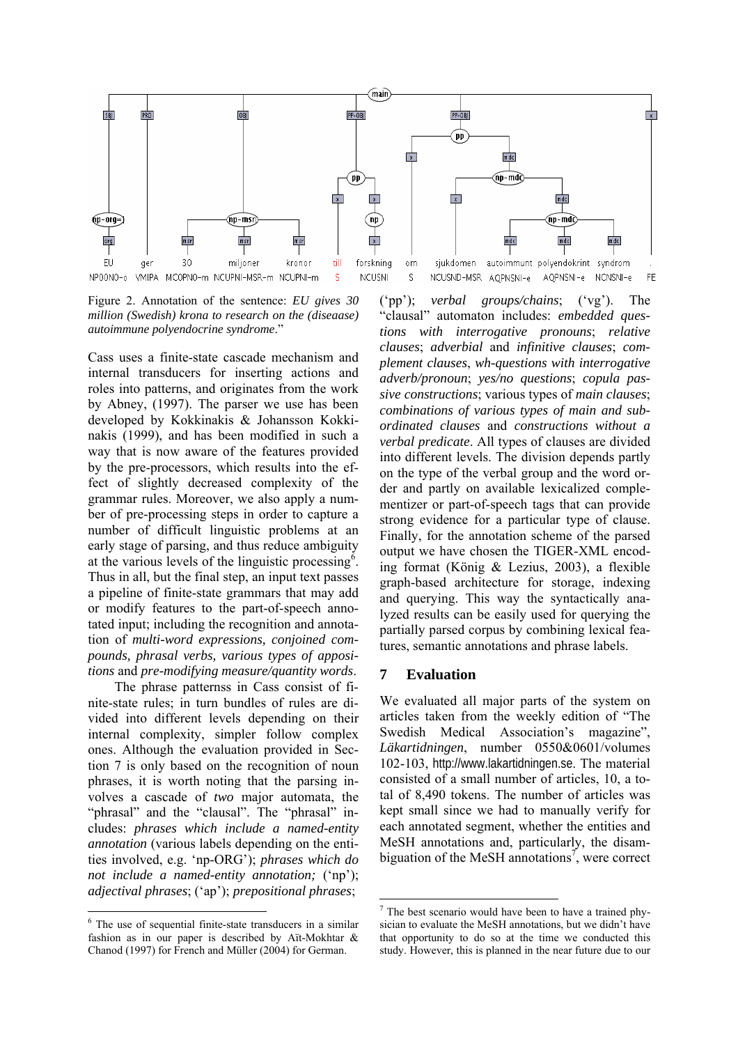Figure 2. Annotation of the sentence: *EU gives 30 million (Swedish) krona to research on the (diseaase) autoimmune polyendocrine syndrome*."

Cass uses a finite-state cascade mechanism and internal transducers for inserting actions and roles into patterns, and originates from the work by Abney, (1997). The parser we use has been developed by Kokkinakis & Johansson Kokkinakis (1999), and has been modified in such a way that is now aware of the features provided by the pre-processors, which results into the effect of slightly decreased complexity of the grammar rules. Moreover, we also apply a number of pre-processing steps in order to capture a number of difficult linguistic problems at an early stage of parsing, and thus reduce ambiguity at the various levels of the linguistic processing[6]. Thus in all, but the final step, an input text passes a pipeline of finite-state grammars that may add or modify features to the part-of-speech annotated input; including the recognition and annotation of *multi-word expressions, conjoined compounds, phrasal verbs, various types of appositions* and *pre-modifying measure/quantity words*.

The phrase patternss in Cass consist of finite-state rules; in turn bundles of rules are divided into different levels depending on their internal complexity, simpler follow complex ones. Although the evaluation provided in Section 7 is only based on the recognition of noun phrases, it is worth noting that the parsing involves a cascade of *two* major automata, the "phrasal" and the "clausal". The "phrasal" includes: *phrases which include a named-entity annotation* (various labels depending on the entities involved, e.g. 'np-ORG'); *phrases which do not include a named-entity annotation;* ('np'); *adjectival phrases*; ('ap'); *prepositional phrases*; ('pp'); *verbal groups/chains*; ('vg'). The "clausal" automaton includes: *embedded questions with interrogative pronouns*; *relative clauses*; *adverbial* and *infinitive clauses*; *complement clauses*, *wh-questions with interrogative adverb/pronoun*; *yes/no questions*; *copula passive constructions*; various types of *main clauses*; *combinations of various types of main and subordinated clauses* and *constructions without a verbal predicate*. All types of clauses are divided into different levels. The division depends partly on the type of the verbal group and the word order and partly on available lexicalized complementizer or part-of-speech tags that can provide strong evidence for a particular type of clause. Finally, for the annotation scheme of the parsed output we have chosen the TIGER-XML encoding format (König & Lezius, 2003), a flexible graph-based architecture for storage, indexing and querying. This way the syntactically analyzed results can be easily used for querying the partially parsed corpus by combining lexical features, semantic annotations and phrase labels.

## 7 Evaluation

We evaluated all major parts of the system on articles taken from the weekly edition of "The Swedish Medical Association's magazine", *Läkartidningen*, number 0550&0601/volumes 102-103, http://www.lakartidningen.se. The material consisted of a small number of articles, 10, a total of 8,490 tokens. The number of articles was kept small since we had to manually verify for each annotated segment, whether the entities and MeSH annotations and, particularly, the disambiguation of the MeSH annotations[7], were correct

---

[6] The use of sequential finite-state transducers in a similar fashion as in our paper is described by Aït-Mokhtar & Chanod (1997) for French and Müller (2004) for German.

[7] The best scenario would have been to have a trained physician to evaluate the MeSH annotations, but we didn't have that opportunity to do so at the time we conducted this study. However, this is planned in the near future due to our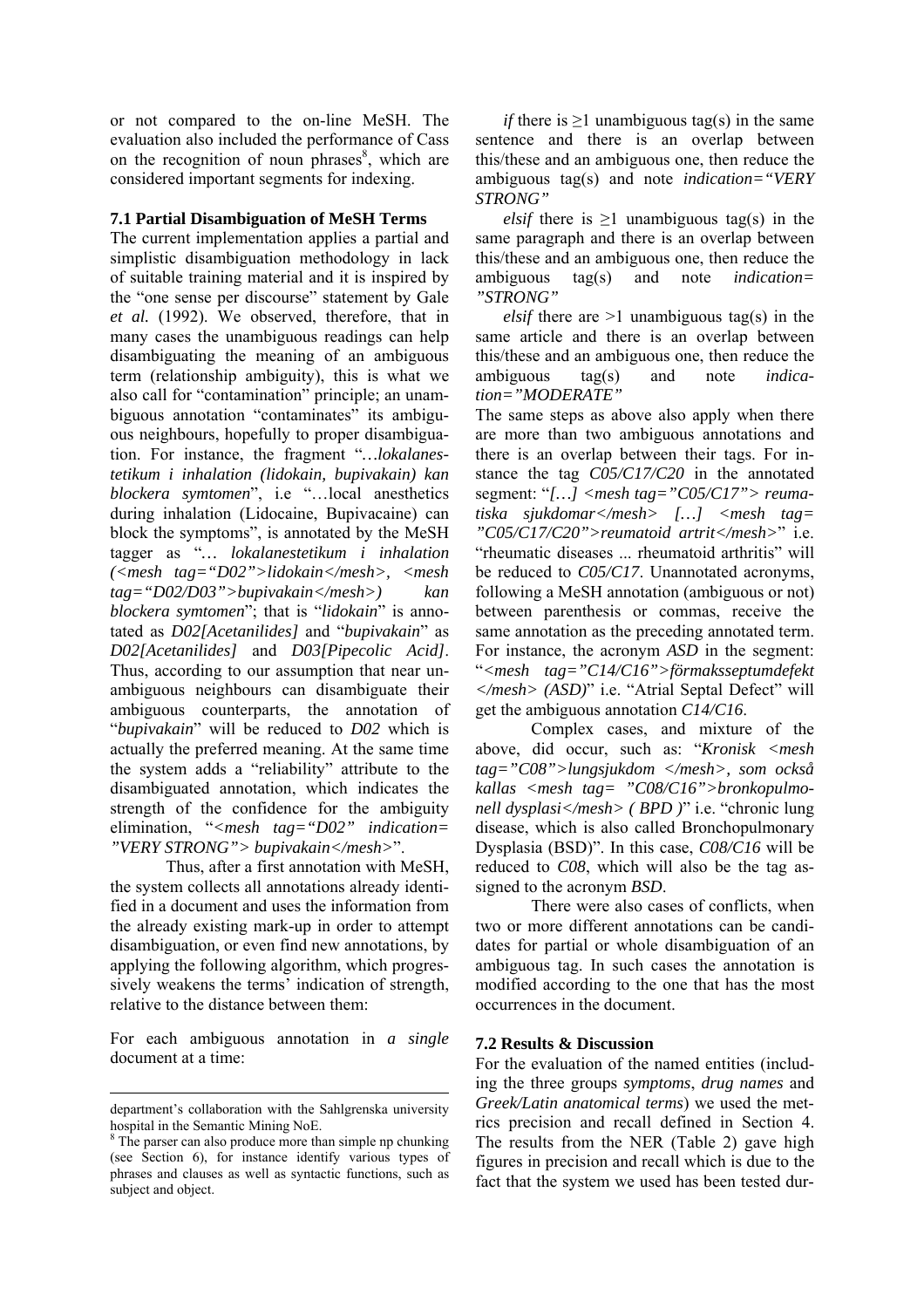or not compared to the on-line MeSH. The evaluation also included the performance of Cass on the recognition of noun phrases[8], which are considered important segments for indexing.

### 7.1 Partial Disambiguation of MeSH Terms

The current implementation applies a partial and simplistic disambiguation methodology in lack of suitable training material and it is inspired by the "one sense per discourse" statement by Gale *et al.* (1992). We observed, therefore, that in many cases the unambiguous readings can help disambiguating the meaning of an ambiguous term (relationship ambiguity), this is what we also call for "contamination" principle; an unambiguous annotation "contaminates" its ambiguous neighbours, hopefully to proper disambiguation. For instance, the fragment "*…lokalanestetikum i inhalation (lidokain, bupivakain) kan blockera symtomen*", i.e "…local anesthetics during inhalation (Lidocaine, Bupivacaine) can block the symptoms", is annotated by the MeSH tagger as "*… lokalanestetikum i inhalation (<mesh tag="D02">lidokain</mesh>, <mesh tag="D02/D03">bupivakain</mesh>) kan blockera symtomen*"; that is "*lidokain*" is annotated as *D02[Acetanilides]* and "*bupivakain*" as *D02[Acetanilides]* and *D03[Pipecolic Acid]*. Thus, according to our assumption that near unambiguous neighbours can disambiguate their ambiguous counterparts, the annotation of "*bupivakain*" will be reduced to *D02* which is actually the preferred meaning. At the same time the system adds a "reliability" attribute to the disambiguated annotation, which indicates the strength of the confidence for the ambiguity elimination, "*<mesh tag="D02" indication= "VERY STRONG"> bupivakain</mesh>*".

Thus, after a first annotation with MeSH, the system collects all annotations already identified in a document and uses the information from the already existing mark-up in order to attempt disambiguation, or even find new annotations, by applying the following algorithm, which progressively weakens the terms' indication of strength, relative to the distance between them:

For each ambiguous annotation in *a single* document at a time:

*if* there is ≥1 unambiguous tag(s) in the same sentence and there is an overlap between this/these and an ambiguous one, then reduce the ambiguous tag(s) and note *indication="VERY STRONG"*

*elsif* there is ≥1 unambiguous tag(s) in the same paragraph and there is an overlap between this/these and an ambiguous one, then reduce the ambiguous tag(s) and note *indication= "STRONG"*

*elsif* there are >1 unambiguous tag(s) in the same article and there is an overlap between this/these and an ambiguous one, then reduce the ambiguous tag(s) and note *indication="MODERATE"*

The same steps as above also apply when there are more than two ambiguous annotations and there is an overlap between their tags. For instance the tag *C05/C17/C20* in the annotated segment: "*[…] <mesh tag="C05/C17"> reumatiska sjukdomar</mesh> […] <mesh tag= "C05/C17/C20">reumatoid artrit</mesh>*" i.e. "rheumatic diseases ... rheumatoid arthritis" will be reduced to *C05/C17*. Unannotated acronyms, following a MeSH annotation (ambiguous or not) between parenthesis or commas, receive the same annotation as the preceding annotated term. For instance, the acronym *ASD* in the segment: "*<mesh tag="C14/C16">förmaksseptumdefekt </mesh> (ASD)*" i.e. "Atrial Septal Defect" will get the ambiguous annotation *C14/C16*.

Complex cases, and mixture of the above, did occur, such as: "*Kronisk <mesh tag="C08">lungsjukdom </mesh>, som också kallas <mesh tag= "C08/C16">bronkopulmonell dysplasi</mesh> ( BPD )*" i.e. "chronic lung disease, which is also called Bronchopulmonary Dysplasia (BSD)". In this case, *C08/C16* will be reduced to *C08*, which will also be the tag assigned to the acronym *BSD*.

There were also cases of conflicts, when two or more different annotations can be candidates for partial or whole disambiguation of an ambiguous tag. In such cases the annotation is modified according to the one that has the most occurrences in the document.

### 7.2 Results & Discussion

For the evaluation of the named entities (including the three groups *symptoms*, *drug names* and *Greek/Latin anatomical terms*) we used the metrics precision and recall defined in Section 4. The results from the NER (Table 2) gave high figures in precision and recall which is due to the fact that the system we used has been tested dur-

---

department's collaboration with the Sahlgrenska university hospital in the Semantic Mining NoE.

[8] The parser can also produce more than simple np chunking (see Section 6), for instance identify various types of phrases and clauses as well as syntactic functions, such as subject and object.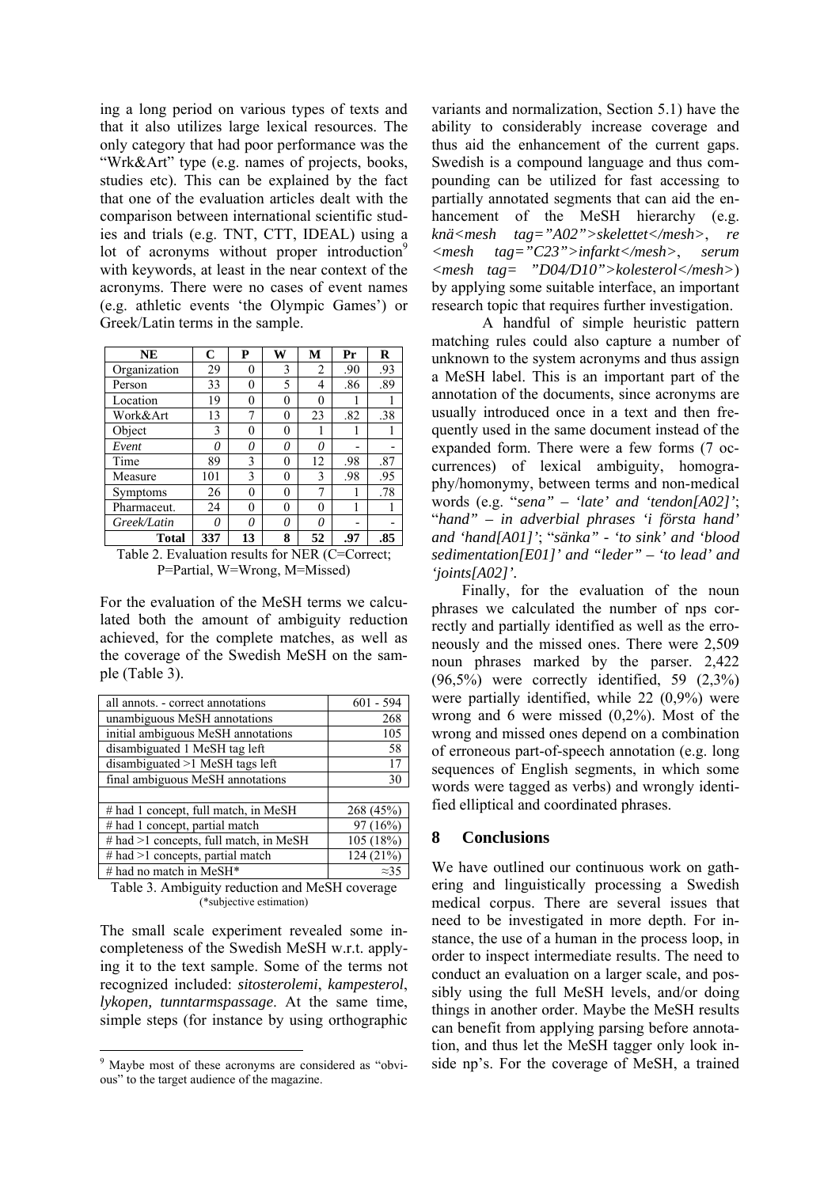ing a long period on various types of texts and that it also utilizes large lexical resources. The only category that had poor performance was the "Wrk&Art" type (e.g. names of projects, books, studies etc). This can be explained by the fact that one of the evaluation articles dealt with the comparison between international scientific studies and trials (e.g. TNT, CTT, IDEAL) using a lot of acronyms without proper introduction[9] with keywords, at least in the near context of the acronyms. There were no cases of event names (e.g. athletic events 'the Olympic Games') or Greek/Latin terms in the sample.

| NE | C | P | W | M | Pr | R |
|---|---|---|---|---|---|---|
| Organization | 29 | 0 | 3 | 2 | .90 | .93 |
| Person | 33 | 0 | 5 | 4 | .86 | .89 |
| Location | 19 | 0 | 0 | 0 | 1 | 1 |
| Work&Art | 13 | 7 | 0 | 23 | .82 | .38 |
| Object | 3 | 0 | 0 | 1 | 1 | 1 |
| *Event* | *0* | *0* | *0* | *0* | - | - |
| Time | 89 | 3 | 0 | 12 | .98 | .87 |
| Measure | 101 | 3 | 0 | 3 | .98 | .95 |
| Symptoms | 26 | 0 | 0 | 7 | 1 | .78 |
| Pharmaceut. | 24 | 0 | 0 | 0 | 1 | 1 |
| *Greek/Latin* | *0* | *0* | *0* | *0* | - | - |
| **Total** | **337** | **13** | **8** | **52** | **.97** | **.85** |

Table 2. Evaluation results for NER (C=Correct; P=Partial, W=Wrong, M=Missed)

For the evaluation of the MeSH terms we calculated both the amount of ambiguity reduction achieved, for the complete matches, as well as the coverage of the Swedish MeSH on the sample (Table 3).

| | |
|---|---|
| all annots. - correct annotations | 601 - 594 |
| unambiguous MeSH annotations | 268 |
| initial ambiguous MeSH annotations | 105 |
| disambiguated 1 MeSH tag left | 58 |
| disambiguated >1 MeSH tags left | 17 |
| final ambiguous MeSH annotations | 30 |
| | |
| # had 1 concept, full match, in MeSH | 268 (45%) |
| # had 1 concept, partial match | 97 (16%) |
| # had >1 concepts, full match, in MeSH | 105 (18%) |
| # had >1 concepts, partial match | 124 (21%) |
| # had no match in MeSH* | ≈35 |

Table 3. Ambiguity reduction and MeSH coverage (*subjective estimation)

The small scale experiment revealed some incompleteness of the Swedish MeSH w.r.t. applying it to the text sample. Some of the terms not recognized included: *sitosterolemi*, *kampesterol*, *lykopen, tunntarmspassage*. At the same time, simple steps (for instance by using orthographic variants and normalization, Section 5.1) have the ability to considerably increase coverage and thus aid the enhancement of the current gaps. Swedish is a compound language and thus compounding can be utilized for fast accessing to partially annotated segments that can aid the enhancement of the MeSH hierarchy (e.g. *knä<mesh tag="A02">skelettet</mesh>*, *re <mesh tag="C23">infarkt</mesh>*, *serum <mesh tag= "D04/D10">kolesterol</mesh>*) by applying some suitable interface, an important research topic that requires further investigation.

A handful of simple heuristic pattern matching rules could also capture a number of unknown to the system acronyms and thus assign a MeSH label. This is an important part of the annotation of the documents, since acronyms are usually introduced once in a text and then frequently used in the same document instead of the expanded form. There were a few forms (7 occurrences) of lexical ambiguity, homography/homonymy, between terms and non-medical words (e.g. "*sena" – 'late' and 'tendon[A02]'*; "*hand" – in adverbial phrases 'i första hand' and 'hand[A01]'*; "*sänka" - 'to sink' and 'blood sedimentation[E01]' and "leder" – 'to lead' and 'joints[A02]'*.

Finally, for the evaluation of the noun phrases we calculated the number of nps correctly and partially identified as well as the erroneously and the missed ones. There were 2,509 noun phrases marked by the parser. 2,422 (96,5%) were correctly identified, 59 (2,3%) were partially identified, while 22 (0,9%) were wrong and 6 were missed (0,2%). Most of the wrong and missed ones depend on a combination of erroneous part-of-speech annotation (e.g. long sequences of English segments, in which some words were tagged as verbs) and wrongly identified elliptical and coordinated phrases.

## 8 Conclusions

We have outlined our continuous work on gathering and linguistically processing a Swedish medical corpus. There are several issues that need to be investigated in more depth. For instance, the use of a human in the process loop, in order to inspect intermediate results. The need to conduct an evaluation on a larger scale, and possibly using the full MeSH levels, and/or doing things in another order. Maybe the MeSH results can benefit from applying parsing before annotation, and thus let the MeSH tagger only look inside np's. For the coverage of MeSH, a trained

[9] Maybe most of these acronyms are considered as "obvious" to the target audience of the magazine.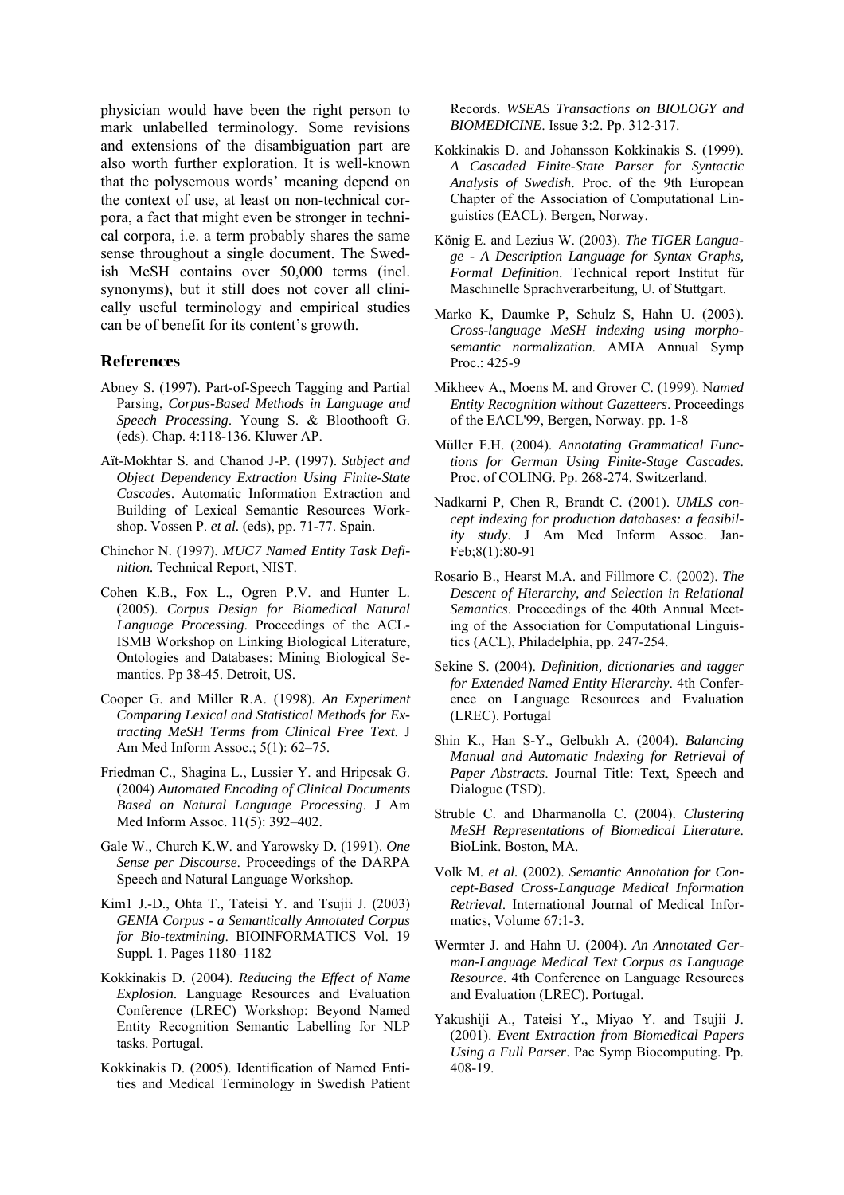physician would have been the right person to mark unlabelled terminology. Some revisions and extensions of the disambiguation part are also worth further exploration. It is well-known that the polysemous words' meaning depend on the context of use, at least on non-technical corpora, a fact that might even be stronger in technical corpora, i.e. a term probably shares the same sense throughout a single document. The Swedish MeSH contains over 50,000 terms (incl. synonyms), but it still does not cover all clinically useful terminology and empirical studies can be of benefit for its content's growth.

## References

Abney S. (1997). Part-of-Speech Tagging and Partial Parsing, *Corpus-Based Methods in Language and Speech Processing*. Young S. & Bloothooft G. (eds). Chap. 4:118-136. Kluwer AP.

Aït-Mokhtar S. and Chanod J-P. (1997). *Subject and Object Dependency Extraction Using Finite-State Cascades*. Automatic Information Extraction and Building of Lexical Semantic Resources Workshop. Vossen P. *et al.* (eds), pp. 71-77. Spain.

Chinchor N. (1997). *MUC7 Named Entity Task Definition.* Technical Report, NIST.

Cohen K.B., Fox L., Ogren P.V. and Hunter L. (2005). *Corpus Design for Biomedical Natural Language Processing*. Proceedings of the ACL-ISMB Workshop on Linking Biological Literature, Ontologies and Databases: Mining Biological Semantics. Pp 38-45. Detroit, US.

Cooper G. and Miller R.A. (1998). *An Experiment Comparing Lexical and Statistical Methods for Extracting MeSH Terms from Clinical Free Text*. J Am Med Inform Assoc.; 5(1): 62–75.

Friedman C., Shagina L., Lussier Y. and Hripcsak G. (2004) *Automated Encoding of Clinical Documents Based on Natural Language Processing*. J Am Med Inform Assoc. 11(5): 392–402.

Gale W., Church K.W. and Yarowsky D. (1991). *One Sense per Discourse*. Proceedings of the DARPA Speech and Natural Language Workshop.

Kim1 J.-D., Ohta T., Tateisi Y. and Tsujii J. (2003) *GENIA Corpus - a Semantically Annotated Corpus for Bio-textmining*. BIOINFORMATICS Vol. 19 Suppl. 1. Pages 1180–1182

Kokkinakis D. (2004). *Reducing the Effect of Name Explosion*. Language Resources and Evaluation Conference (LREC) Workshop: Beyond Named Entity Recognition Semantic Labelling for NLP tasks. Portugal.

Kokkinakis D. (2005). Identification of Named Entities and Medical Terminology in Swedish Patient Records. *WSEAS Transactions on BIOLOGY and BIOMEDICINE*. Issue 3:2. Pp. 312-317.

Kokkinakis D. and Johansson Kokkinakis S. (1999). *A Cascaded Finite-State Parser for Syntactic Analysis of Swedish*. Proc. of the 9th European Chapter of the Association of Computational Linguistics (EACL). Bergen, Norway.

König E. and Lezius W. (2003). *The TIGER Language - A Description Language for Syntax Graphs, Formal Definition*. Technical report Institut für Maschinelle Sprachverarbeitung, U. of Stuttgart.

Marko K, Daumke P, Schulz S, Hahn U. (2003). *Cross-language MeSH indexing using morpho-semantic normalization*. AMIA Annual Symp Proc.: 425-9

Mikheev A., Moens M. and Grover C. (1999). N*amed Entity Recognition without Gazetteers*. Proceedings of the EACL'99, Bergen, Norway. pp. 1-8

Müller F.H. (2004). *Annotating Grammatical Functions for German Using Finite-Stage Cascades*. Proc. of COLING. Pp. 268-274. Switzerland.

Nadkarni P, Chen R, Brandt C. (2001). *UMLS concept indexing for production databases: a feasibility study*. J Am Med Inform Assoc. Jan-Feb;8(1):80-91

Rosario B., Hearst M.A. and Fillmore C. (2002). *The Descent of Hierarchy, and Selection in Relational Semantics*. Proceedings of the 40th Annual Meeting of the Association for Computational Linguistics (ACL), Philadelphia, pp. 247-254.

Sekine S. (2004). *Definition, dictionaries and tagger for Extended Named Entity Hierarchy*. 4th Conference on Language Resources and Evaluation (LREC). Portugal

Shin K., Han S-Y., Gelbukh A. (2004). *Balancing Manual and Automatic Indexing for Retrieval of Paper Abstracts*. Journal Title: Text, Speech and Dialogue (TSD).

Struble C. and Dharmanolla C. (2004). *Clustering MeSH Representations of Biomedical Literature*. BioLink. Boston, MA.

Volk M. *et al.* (2002). *Semantic Annotation for Concept-Based Cross-Language Medical Information Retrieval*. International Journal of Medical Informatics, Volume 67:1-3.

Wermter J. and Hahn U. (2004). *An Annotated German-Language Medical Text Corpus as Language Resource*. 4th Conference on Language Resources and Evaluation (LREC). Portugal.

Yakushiji A., Tateisi Y., Miyao Y. and Tsujii J. (2001). *Event Extraction from Biomedical Papers Using a Full Parser*. Pac Symp Biocomputing. Pp. 408-19.